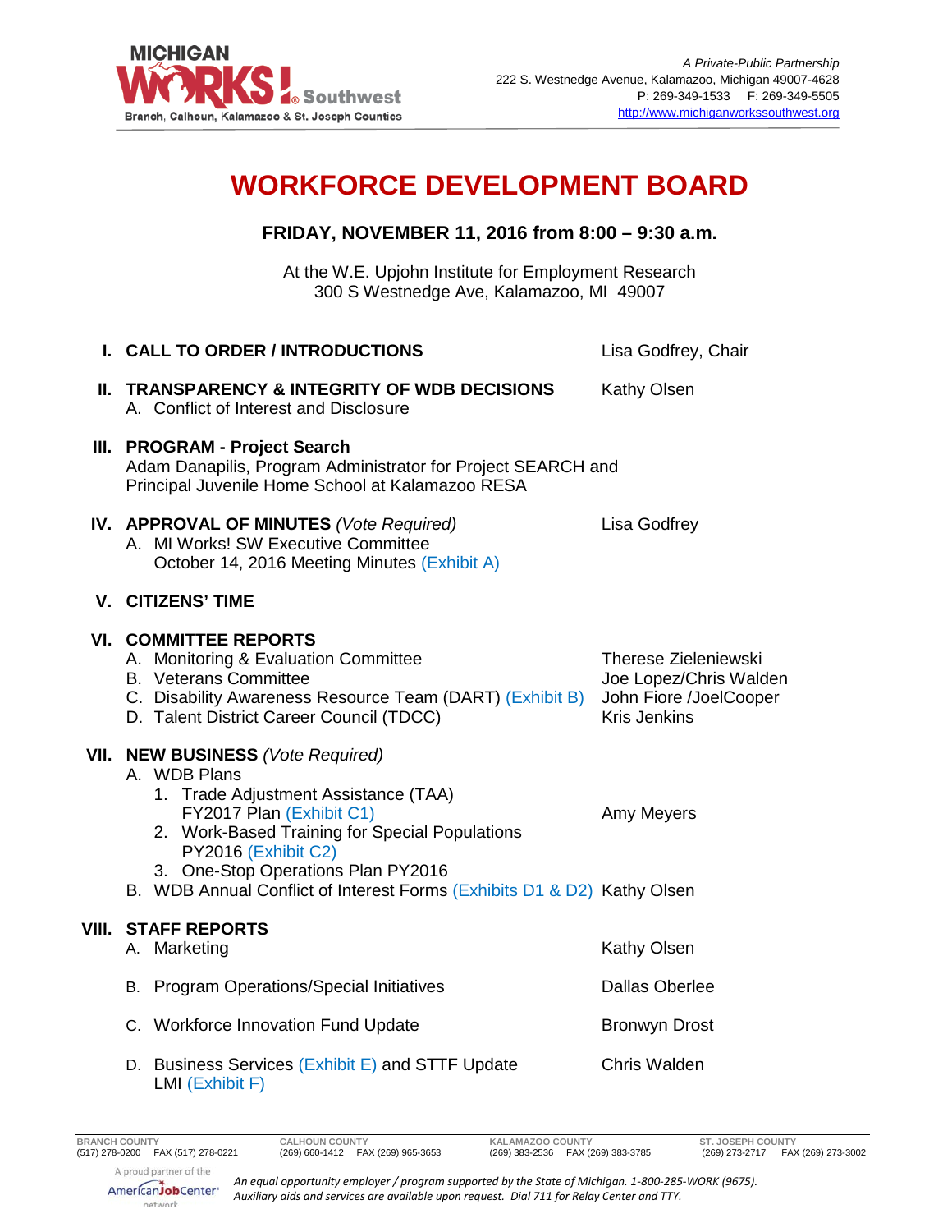MICHIGAN WORKS! Southwest
Branch, Calhoun, Kalamazoo & St. Joseph Counties

*A Private-Public Partnership*
222 S. Westnedge Avenue, Kalamazoo, Michigan 49007-4628
P: 269-349-1533 F: 269-349-5505
http://www.michiganworkssouthwest.org

# WORKFORCE DEVELOPMENT BOARD

**FRIDAY, NOVEMBER 11, 2016 from 8:00 – 9:30 a.m.**

At the W.E. Upjohn Institute for Employment Research
300 S Westnedge Ave, Kalamazoo, MI 49007

**I. CALL TO ORDER / INTRODUCTIONS** — Lisa Godfrey, Chair

**II. TRANSPARENCY & INTEGRITY OF WDB DECISIONS** — Kathy Olsen
- A. Conflict of Interest and Disclosure

**III. PROGRAM - Project Search**
Adam Danapilis, Program Administrator for Project SEARCH and Principal Juvenile Home School at Kalamazoo RESA

**IV. APPROVAL OF MINUTES** *(Vote Required)* — Lisa Godfrey
- A. MI Works! SW Executive Committee October 14, 2016 Meeting Minutes (Exhibit A)

**V. CITIZENS' TIME**

**VI. COMMITTEE REPORTS**
- A. Monitoring & Evaluation Committee — Therese Zieleniewski
- B. Veterans Committee — Joe Lopez/Chris Walden
- C. Disability Awareness Resource Team (DART) (Exhibit B) — John Fiore /JoelCooper
- D. Talent District Career Council (TDCC) — Kris Jenkins

**VII. NEW BUSINESS** *(Vote Required)*
- A. WDB Plans
  1. Trade Adjustment Assistance (TAA) FY2017 Plan (Exhibit C1) — Amy Meyers
  2. Work-Based Training for Special Populations PY2016 (Exhibit C2)
  3. One-Stop Operations Plan PY2016
- B. WDB Annual Conflict of Interest Forms (Exhibits D1 & D2) — Kathy Olsen

**VIII. STAFF REPORTS**
- A. Marketing — Kathy Olsen
- B. Program Operations/Special Initiatives — Dallas Oberlee
- C. Workforce Innovation Fund Update — Bronwyn Drost
- D. Business Services (Exhibit E) and STTF Update LMI (Exhibit F) — Chris Walden

| BRANCH COUNTY | CALHOUN COUNTY | KALAMAZOO COUNTY | ST. JOSEPH COUNTY |
|---|---|---|---|
| (517) 278-0200 FAX (517) 278-0221 | (269) 660-1412 FAX (269) 965-3653 | (269) 383-2536 FAX (269) 383-3785 | (269) 273-2717 FAX (269) 273-3002 |

A proud partner of the AmericanJobCenter network

*An equal opportunity employer / program supported by the State of Michigan. 1-800-285-WORK (9675). Auxiliary aids and services are available upon request. Dial 711 for Relay Center and TTY.*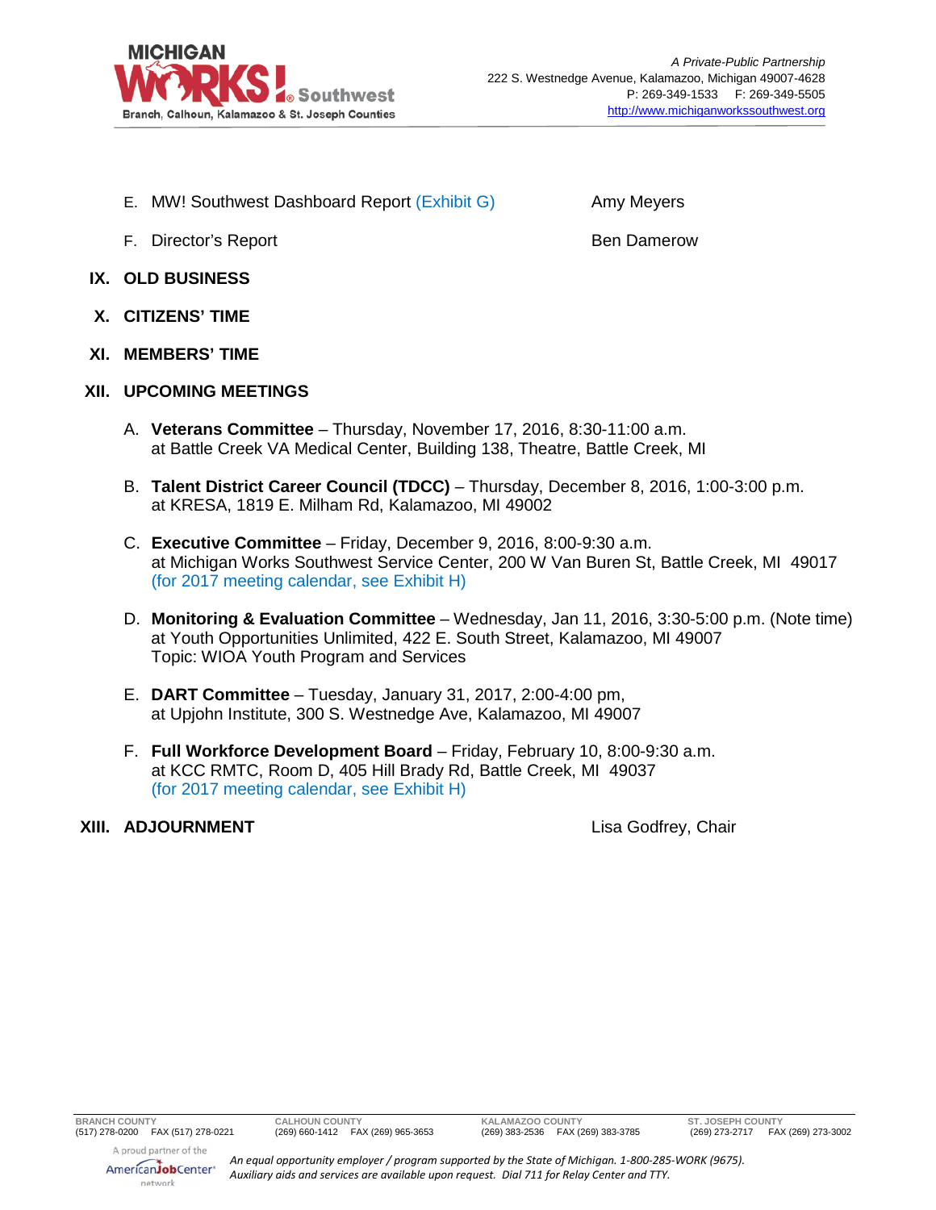E. MW! Southwest Dashboard Report (Exhibit G) — Amy Meyers

F. Director's Report — Ben Damerow

## IX. OLD BUSINESS

## X. CITIZENS' TIME

## XI. MEMBERS' TIME

## XII. UPCOMING MEETINGS

A. **Veterans Committee** – Thursday, November 17, 2016, 8:30-11:00 a.m.
at Battle Creek VA Medical Center, Building 138, Theatre, Battle Creek, MI

B. **Talent District Career Council (TDCC)** – Thursday, December 8, 2016, 1:00-3:00 p.m.
at KRESA, 1819 E. Milham Rd, Kalamazoo, MI 49002

C. **Executive Committee** – Friday, December 9, 2016, 8:00-9:30 a.m.
at Michigan Works Southwest Service Center, 200 W Van Buren St, Battle Creek, MI 49017
(for 2017 meeting calendar, see Exhibit H)

D. **Monitoring & Evaluation Committee** – Wednesday, Jan 11, 2016, 3:30-5:00 p.m. (Note time)
at Youth Opportunities Unlimited, 422 E. South Street, Kalamazoo, MI 49007
Topic: WIOA Youth Program and Services

E. **DART Committee** – Tuesday, January 31, 2017, 2:00-4:00 pm,
at Upjohn Institute, 300 S. Westnedge Ave, Kalamazoo, MI 49007

F. **Full Workforce Development Board** – Friday, February 10, 8:00-9:30 a.m.
at KCC RMTC, Room D, 405 Hill Brady Rd, Battle Creek, MI 49037
(for 2017 meeting calendar, see Exhibit H)

## XIII. ADJOURNMENT — Lisa Godfrey, Chair